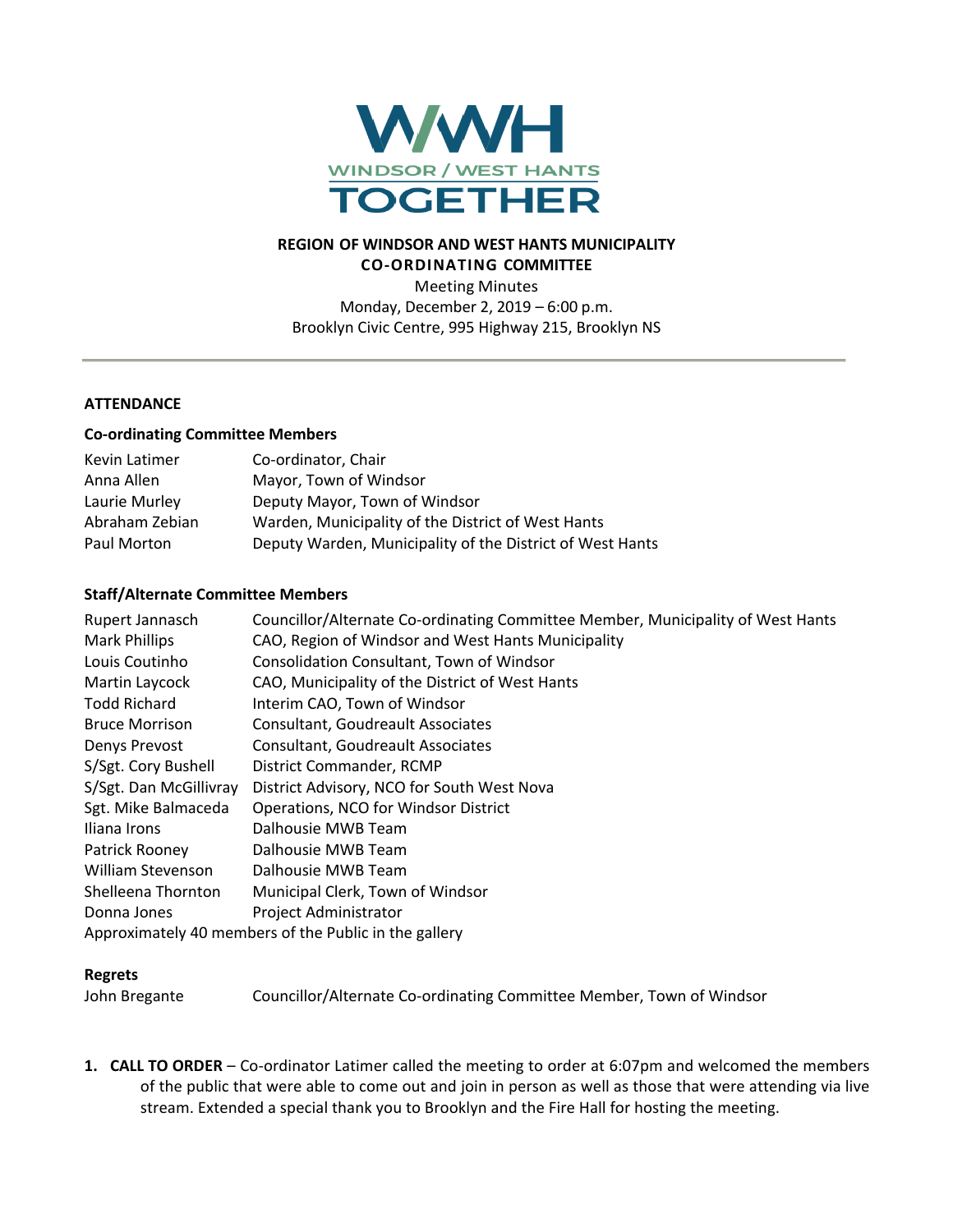WWH
WINDSOR / WEST HANTS
TOGETHER

**REGION OF WINDSOR AND WEST HANTS MUNICIPALITY**
**CO-ORDINATING COMMITTEE**

Meeting Minutes
Monday, December 2, 2019 – 6:00 p.m.
Brooklyn Civic Centre, 995 Highway 215, Brooklyn NS

---

**ATTENDANCE**

**Co-ordinating Committee Members**

| | |
|---|---|
| Kevin Latimer | Co-ordinator, Chair |
| Anna Allen | Mayor, Town of Windsor |
| Laurie Murley | Deputy Mayor, Town of Windsor |
| Abraham Zebian | Warden, Municipality of the District of West Hants |
| Paul Morton | Deputy Warden, Municipality of the District of West Hants |

**Staff/Alternate Committee Members**

| | |
|---|---|
| Rupert Jannasch | Councillor/Alternate Co-ordinating Committee Member, Municipality of West Hants |
| Mark Phillips | CAO, Region of Windsor and West Hants Municipality |
| Louis Coutinho | Consolidation Consultant, Town of Windsor |
| Martin Laycock | CAO, Municipality of the District of West Hants |
| Todd Richard | Interim CAO, Town of Windsor |
| Bruce Morrison | Consultant, Goudreault Associates |
| Denys Prevost | Consultant, Goudreault Associates |
| S/Sgt. Cory Bushell | District Commander, RCMP |
| S/Sgt. Dan McGillivray | District Advisory, NCO for South West Nova |
| Sgt. Mike Balmaceda | Operations, NCO for Windsor District |
| Iliana Irons | Dalhousie MWB Team |
| Patrick Rooney | Dalhousie MWB Team |
| William Stevenson | Dalhousie MWB Team |
| Shelleena Thornton | Municipal Clerk, Town of Windsor |
| Donna Jones | Project Administrator |

Approximately 40 members of the Public in the gallery

**Regrets**

| | |
|---|---|
| John Bregante | Councillor/Alternate Co-ordinating Committee Member, Town of Windsor |

1. **CALL TO ORDER** – Co-ordinator Latimer called the meeting to order at 6:07pm and welcomed the members of the public that were able to come out and join in person as well as those that were attending via live stream. Extended a special thank you to Brooklyn and the Fire Hall for hosting the meeting.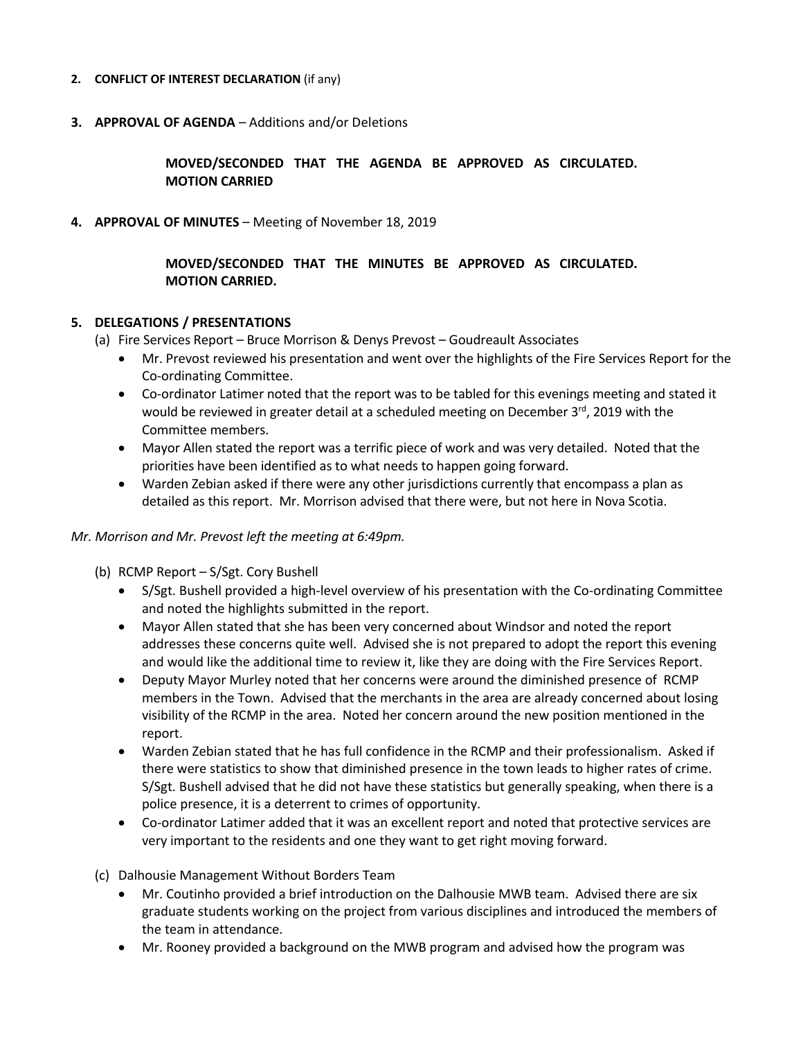**2. CONFLICT OF INTEREST DECLARATION** (if any)

**3. APPROVAL OF AGENDA** – Additions and/or Deletions

> **MOVED/SECONDED THAT THE AGENDA BE APPROVED AS CIRCULATED. MOTION CARRIED**

**4. APPROVAL OF MINUTES** – Meeting of November 18, 2019

> **MOVED/SECONDED THAT THE MINUTES BE APPROVED AS CIRCULATED. MOTION CARRIED.**

**5. DELEGATIONS / PRESENTATIONS**

(a) Fire Services Report – Bruce Morrison & Denys Prevost – Goudreault Associates

- Mr. Prevost reviewed his presentation and went over the highlights of the Fire Services Report for the Co-ordinating Committee.
- Co-ordinator Latimer noted that the report was to be tabled for this evenings meeting and stated it would be reviewed in greater detail at a scheduled meeting on December 3rd, 2019 with the Committee members.
- Mayor Allen stated the report was a terrific piece of work and was very detailed. Noted that the priorities have been identified as to what needs to happen going forward.
- Warden Zebian asked if there were any other jurisdictions currently that encompass a plan as detailed as this report. Mr. Morrison advised that there were, but not here in Nova Scotia.

*Mr. Morrison and Mr. Prevost left the meeting at 6:49pm.*

(b) RCMP Report – S/Sgt. Cory Bushell

- S/Sgt. Bushell provided a high-level overview of his presentation with the Co-ordinating Committee and noted the highlights submitted in the report.
- Mayor Allen stated that she has been very concerned about Windsor and noted the report addresses these concerns quite well. Advised she is not prepared to adopt the report this evening and would like the additional time to review it, like they are doing with the Fire Services Report.
- Deputy Mayor Murley noted that her concerns were around the diminished presence of RCMP members in the Town. Advised that the merchants in the area are already concerned about losing visibility of the RCMP in the area. Noted her concern around the new position mentioned in the report.
- Warden Zebian stated that he has full confidence in the RCMP and their professionalism. Asked if there were statistics to show that diminished presence in the town leads to higher rates of crime. S/Sgt. Bushell advised that he did not have these statistics but generally speaking, when there is a police presence, it is a deterrent to crimes of opportunity.
- Co-ordinator Latimer added that it was an excellent report and noted that protective services are very important to the residents and one they want to get right moving forward.

(c) Dalhousie Management Without Borders Team

- Mr. Coutinho provided a brief introduction on the Dalhousie MWB team. Advised there are six graduate students working on the project from various disciplines and introduced the members of the team in attendance.
- Mr. Rooney provided a background on the MWB program and advised how the program was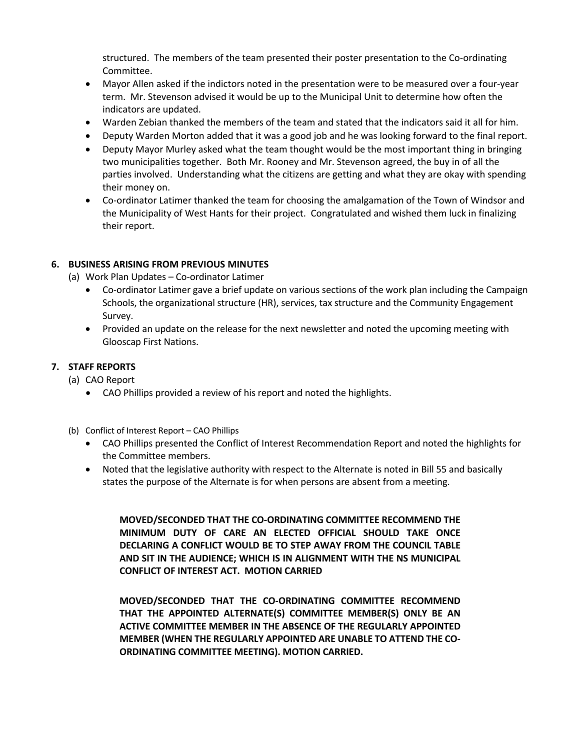structured. The members of the team presented their poster presentation to the Co-ordinating Committee.

- Mayor Allen asked if the indictors noted in the presentation were to be measured over a four-year term. Mr. Stevenson advised it would be up to the Municipal Unit to determine how often the indicators are updated.
- Warden Zebian thanked the members of the team and stated that the indicators said it all for him.
- Deputy Warden Morton added that it was a good job and he was looking forward to the final report.
- Deputy Mayor Murley asked what the team thought would be the most important thing in bringing two municipalities together. Both Mr. Rooney and Mr. Stevenson agreed, the buy in of all the parties involved. Understanding what the citizens are getting and what they are okay with spending their money on.
- Co-ordinator Latimer thanked the team for choosing the amalgamation of the Town of Windsor and the Municipality of West Hants for their project. Congratulated and wished them luck in finalizing their report.

## 6. BUSINESS ARISING FROM PREVIOUS MINUTES

(a) Work Plan Updates – Co-ordinator Latimer

- Co-ordinator Latimer gave a brief update on various sections of the work plan including the Campaign Schools, the organizational structure (HR), services, tax structure and the Community Engagement Survey.
- Provided an update on the release for the next newsletter and noted the upcoming meeting with Glooscap First Nations.

## 7. STAFF REPORTS

(a) CAO Report

- CAO Phillips provided a review of his report and noted the highlights.

(b) Conflict of Interest Report – CAO Phillips

- CAO Phillips presented the Conflict of Interest Recommendation Report and noted the highlights for the Committee members.
- Noted that the legislative authority with respect to the Alternate is noted in Bill 55 and basically states the purpose of the Alternate is for when persons are absent from a meeting.

**MOVED/SECONDED THAT THE CO-ORDINATING COMMITTEE RECOMMEND THE MINIMUM DUTY OF CARE AN ELECTED OFFICIAL SHOULD TAKE ONCE DECLARING A CONFLICT WOULD BE TO STEP AWAY FROM THE COUNCIL TABLE AND SIT IN THE AUDIENCE; WHICH IS IN ALIGNMENT WITH THE NS MUNICIPAL CONFLICT OF INTEREST ACT. MOTION CARRIED**

**MOVED/SECONDED THAT THE CO-ORDINATING COMMITTEE RECOMMEND THAT THE APPOINTED ALTERNATE(S) COMMITTEE MEMBER(S) ONLY BE AN ACTIVE COMMITTEE MEMBER IN THE ABSENCE OF THE REGULARLY APPOINTED MEMBER (WHEN THE REGULARLY APPOINTED ARE UNABLE TO ATTEND THE CO-ORDINATING COMMITTEE MEETING). MOTION CARRIED.**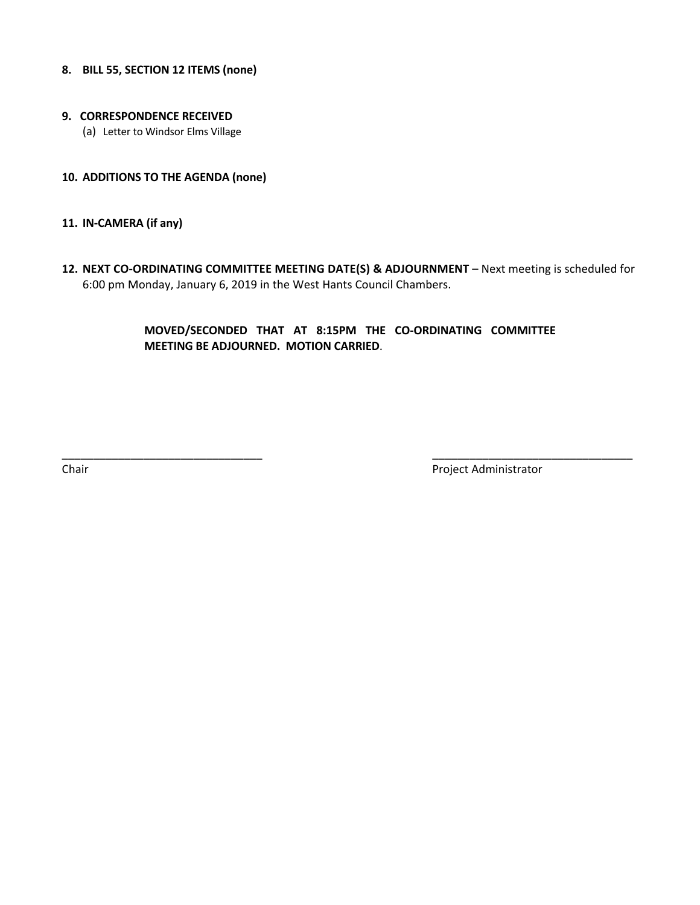8. **BILL 55, SECTION 12 ITEMS (none)**

9. **CORRESPONDENCE RECEIVED**
   (a) Letter to Windsor Elms Village

10. **ADDITIONS TO THE AGENDA (none)**

11. **IN-CAMERA (if any)**

12. **NEXT CO-ORDINATING COMMITTEE MEETING DATE(S) & ADJOURNMENT** – Next meeting is scheduled for 6:00 pm Monday, January 6, 2019 in the West Hants Council Chambers.

> **MOVED/SECONDED THAT AT 8:15PM THE CO-ORDINATING COMMITTEE MEETING BE ADJOURNED. MOTION CARRIED**.

_______________________________
Chair

_______________________________
Project Administrator